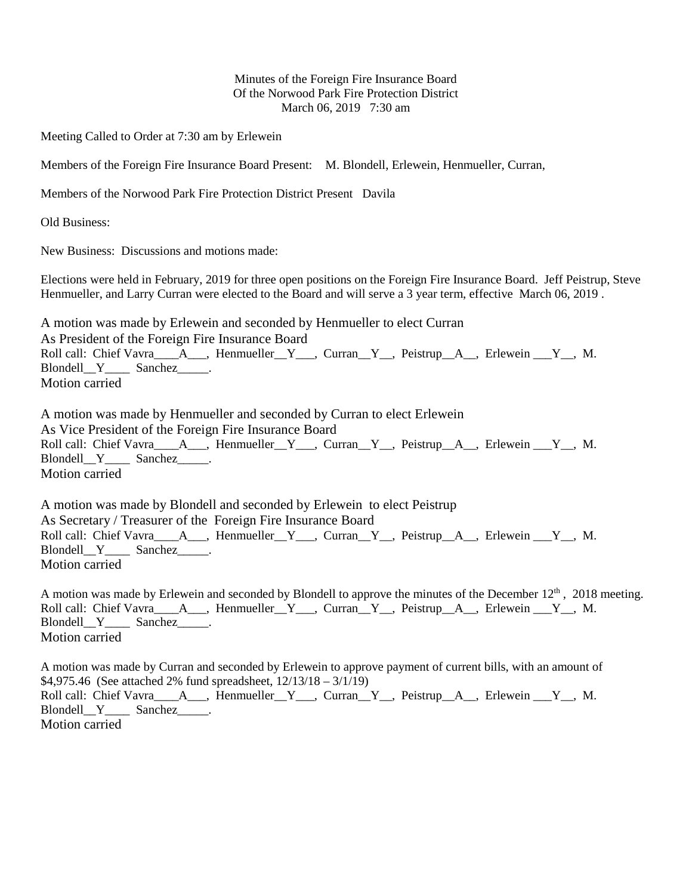Minutes of the Foreign Fire Insurance Board
Of the Norwood Park Fire Protection District
March 06, 2019 7:30 am

Meeting Called to Order at 7:30 am by Erlewein

Members of the Foreign Fire Insurance Board Present: M. Blondell, Erlewein, Henmueller, Curran,

Members of the Norwood Park Fire Protection District Present Davila

Old Business:

New Business: Discussions and motions made:

Elections were held in February, 2019 for three open positions on the Foreign Fire Insurance Board. Jeff Peistrup, Steve Henmueller, and Larry Curran were elected to the Board and will serve a 3 year term, effective March 06, 2019 .

A motion was made by Erlewein and seconded by Henmueller to elect Curran
As President of the Foreign Fire Insurance Board
Roll call: Chief Vavra\_\_\_\_A\_\_\_, Henmueller\_\_Y\_\_\_, Curran\_\_Y\_\_, Peistrup\_\_A\_\_, Erlewein \_\_\_Y\_\_, M. Blondell\_\_Y\_\_\_\_ Sanchez\_\_\_\_\_.
Motion carried

A motion was made by Henmueller and seconded by Curran to elect Erlewein
As Vice President of the Foreign Fire Insurance Board
Roll call: Chief Vavra\_\_\_\_A\_\_\_, Henmueller\_\_Y\_\_\_, Curran\_\_Y\_\_, Peistrup\_\_A\_\_, Erlewein \_\_\_Y\_\_, M. Blondell\_\_Y\_\_\_\_ Sanchez\_\_\_\_\_.
Motion carried

A motion was made by Blondell and seconded by Erlewein to elect Peistrup
As Secretary / Treasurer of the Foreign Fire Insurance Board
Roll call: Chief Vavra\_\_\_\_A\_\_\_, Henmueller\_\_Y\_\_\_, Curran\_\_Y\_\_, Peistrup\_\_A\_\_, Erlewein \_\_\_Y\_\_, M. Blondell\_\_Y\_\_\_\_ Sanchez\_\_\_\_\_.
Motion carried

A motion was made by Erlewein and seconded by Blondell to approve the minutes of the December 12th , 2018 meeting.
Roll call: Chief Vavra\_\_\_\_A\_\_\_, Henmueller\_\_Y\_\_\_, Curran\_\_Y\_\_, Peistrup\_\_A\_\_, Erlewein \_\_\_Y\_\_, M. Blondell\_\_Y\_\_\_\_ Sanchez\_\_\_\_\_.
Motion carried

A motion was made by Curran and seconded by Erlewein to approve payment of current bills, with an amount of $4,975.46 (See attached 2% fund spreadsheet, 12/13/18 – 3/1/19)
Roll call: Chief Vavra\_\_\_\_A\_\_\_, Henmueller\_\_Y\_\_\_, Curran\_\_Y\_\_, Peistrup\_\_A\_\_, Erlewein \_\_\_Y\_\_, M. Blondell\_\_Y\_\_\_\_ Sanchez\_\_\_\_\_.
Motion carried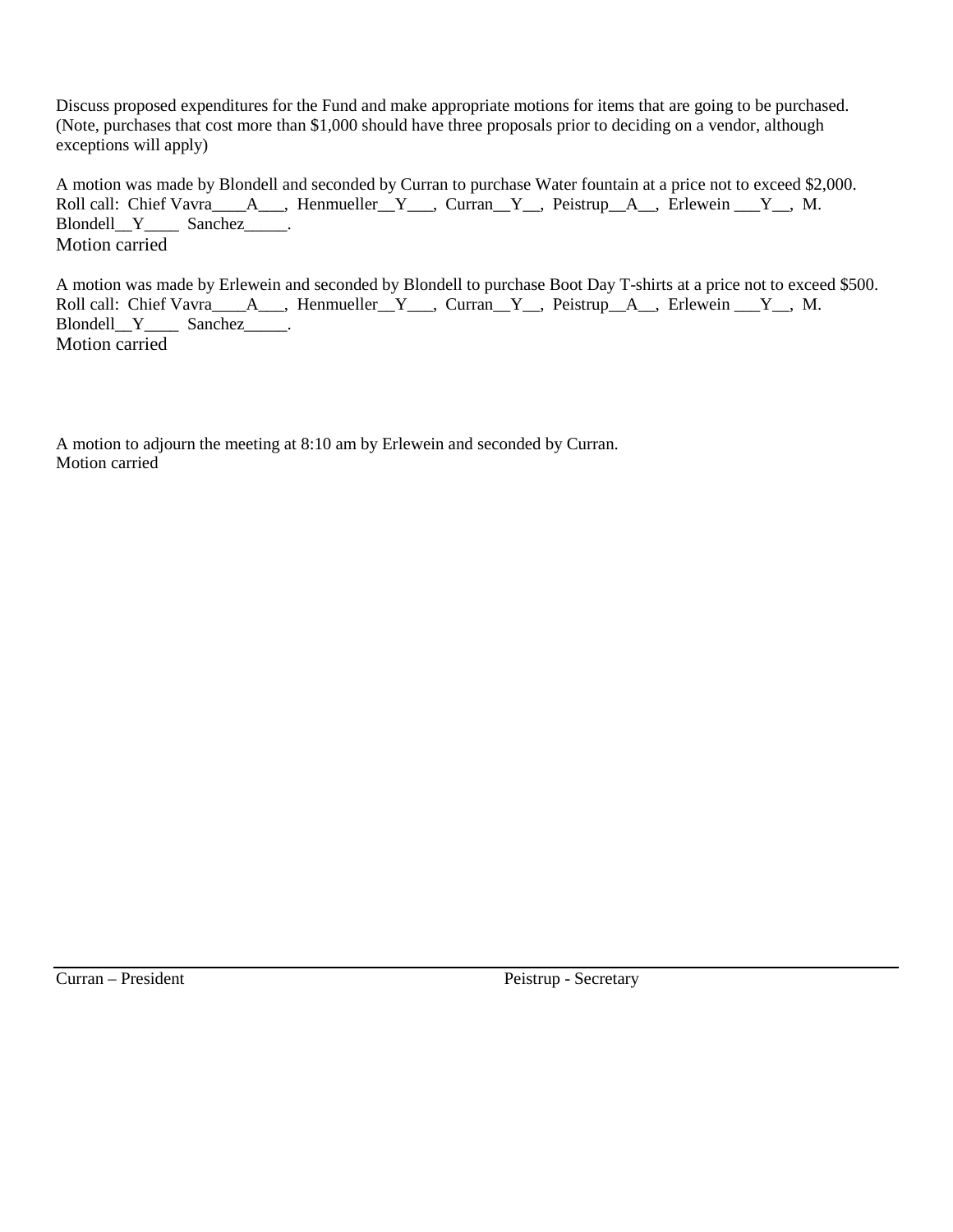Discuss proposed expenditures for the Fund and make appropriate motions for items that are going to be purchased. (Note, purchases that cost more than $1,000 should have three proposals prior to deciding on a vendor, although exceptions will apply)

A motion was made by Blondell and seconded by Curran to purchase Water fountain at a price not to exceed $2,000.
Roll call: Chief Vavra____A___, Henmueller__Y___, Curran__Y__, Peistrup__A__, Erlewein ___Y__, M. Blondell__Y____ Sanchez_____.
Motion carried

A motion was made by Erlewein and seconded by Blondell to purchase Boot Day T-shirts at a price not to exceed $500.
Roll call: Chief Vavra____A___, Henmueller__Y___, Curran__Y__, Peistrup__A__, Erlewein ___Y__, M. Blondell__Y____ Sanchez_____.
Motion carried

A motion to adjourn the meeting at 8:10 am by Erlewein and seconded by Curran.
Motion carried

Curran – President

Peistrup - Secretary